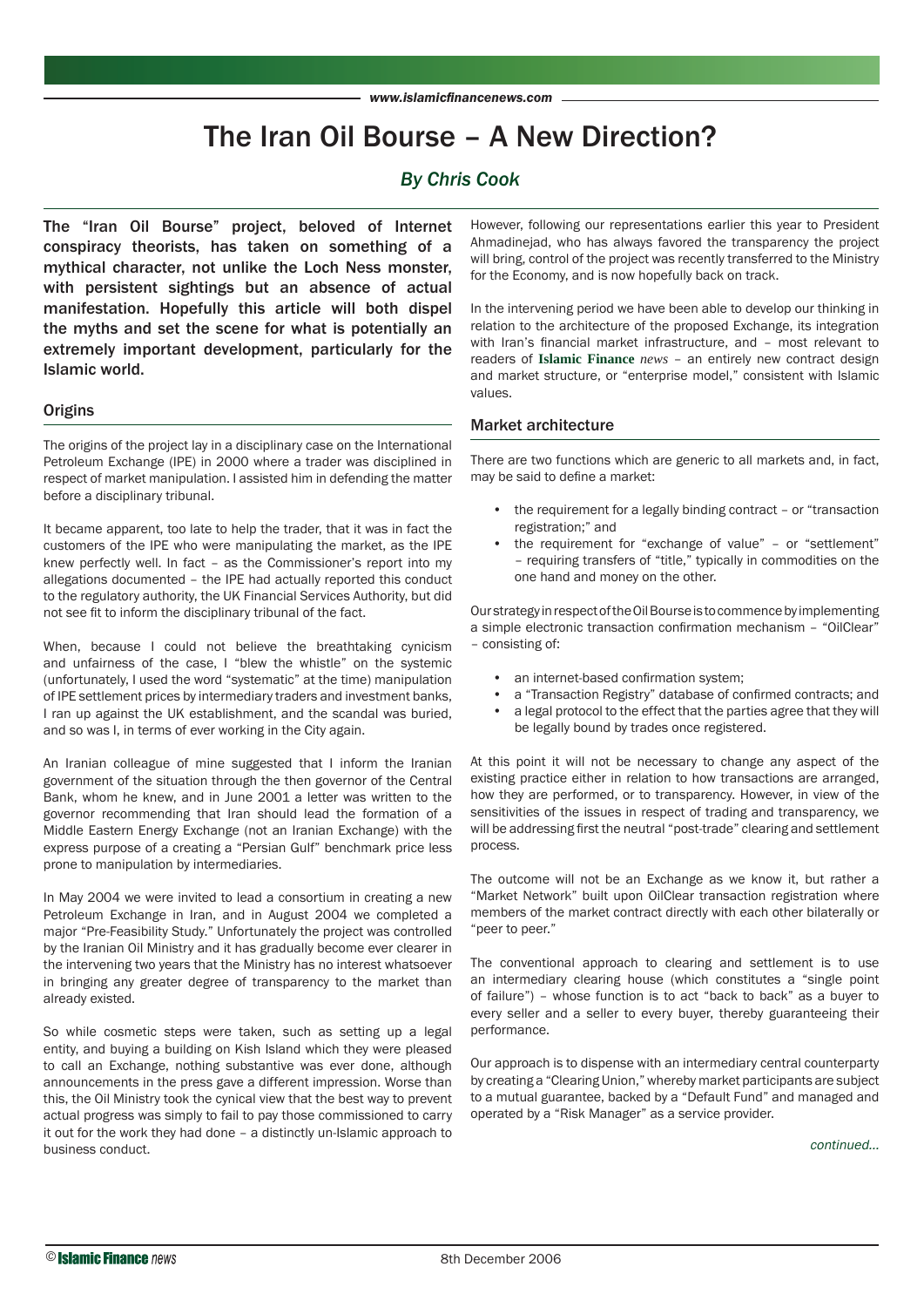# The Iran Oil Bourse – A New Direction?

*By Chris Cook*

**The "Iran Oil Bourse" project, beloved of Internet conspiracy theorists, has taken on something of a mythical character, not unlike the Loch Ness monster, with persistent sightings but an absence of actual manifestation. Hopefully this article will both dispel the myths and set the scene for what is potentially an extremely important development, particularly for the Islamic world.**

## Origins

The origins of the project lay in a disciplinary case on the International Petroleum Exchange (IPE) in 2000 where a trader was disciplined in respect of market manipulation. I assisted him in defending the matter before a disciplinary tribunal.

It became apparent, too late to help the trader, that it was in fact the customers of the IPE who were manipulating the market, as the IPE knew perfectly well. In fact – as the Commissioner's report into my allegations documented – the IPE had actually reported this conduct to the regulatory authority, the UK Financial Services Authority, but did not see fit to inform the disciplinary tribunal of the fact.

When, because I could not believe the breathtaking cynicism and unfairness of the case, I "blew the whistle" on the systemic (unfortunately, I used the word "systematic" at the time) manipulation of IPE settlement prices by intermediary traders and investment banks, I ran up against the UK establishment, and the scandal was buried, and so was I, in terms of ever working in the City again.

An Iranian colleague of mine suggested that I inform the Iranian government of the situation through the then governor of the Central Bank, whom he knew, and in June 2001 a letter was written to the governor recommending that Iran should lead the formation of a Middle Eastern Energy Exchange (not an Iranian Exchange) with the express purpose of a creating a "Persian Gulf" benchmark price less prone to manipulation by intermediaries.

In May 2004 we were invited to lead a consortium in creating a new Petroleum Exchange in Iran, and in August 2004 we completed a major "Pre-Feasibility Study." Unfortunately the project was controlled by the Iranian Oil Ministry and it has gradually become ever clearer in the intervening two years that the Ministry has no interest whatsoever in bringing any greater degree of transparency to the market than already existed.

So while cosmetic steps were taken, such as setting up a legal entity, and buying a building on Kish Island which they were pleased to call an Exchange, nothing substantive was ever done, although announcements in the press gave a different impression. Worse than this, the Oil Ministry took the cynical view that the best way to prevent actual progress was simply to fail to pay those commissioned to carry it out for the work they had done – a distinctly un-Islamic approach to business conduct.

However, following our representations earlier this year to President Ahmadinejad, who has always favored the transparency the project will bring, control of the project was recently transferred to the Ministry for the Economy, and is now hopefully back on track.

In the intervening period we have been able to develop our thinking in relation to the architecture of the proposed Exchange, its integration with Iran's financial market infrastructure, and – most relevant to readers of **Islamic Finance** *news* – an entirely new contract design and market structure, or "enterprise model," consistent with Islamic values.

## Market architecture

There are two functions which are generic to all markets and, in fact, may be said to define a market:

- the requirement for a legally binding contract – or "transaction registration;" and
- the requirement for "exchange of value" – or "settlement" – requiring transfers of "title," typically in commodities on the one hand and money on the other.

Our strategy in respect of the Oil Bourse is to commence by implementing a simple electronic transaction confirmation mechanism – "OilClear" – consisting of:

- an internet-based confirmation system;
- a "Transaction Registry" database of confirmed contracts; and
- a legal protocol to the effect that the parties agree that they will be legally bound by trades once registered.

At this point it will not be necessary to change any aspect of the existing practice either in relation to how transactions are arranged, how they are performed, or to transparency. However, in view of the sensitivities of the issues in respect of trading and transparency, we will be addressing first the neutral "post-trade" clearing and settlement process.

The outcome will not be an Exchange as we know it, but rather a "Market Network" built upon OilClear transaction registration where members of the market contract directly with each other bilaterally or "peer to peer."

The conventional approach to clearing and settlement is to use an intermediary clearing house (which constitutes a "single point of failure") – whose function is to act "back to back" as a buyer to every seller and a seller to every buyer, thereby guaranteeing their performance.

Our approach is to dispense with an intermediary central counterparty by creating a "Clearing Union," whereby market participants are subject to a mutual guarantee, backed by a "Default Fund" and managed and operated by a "Risk Manager" as a service provider.

*continued...*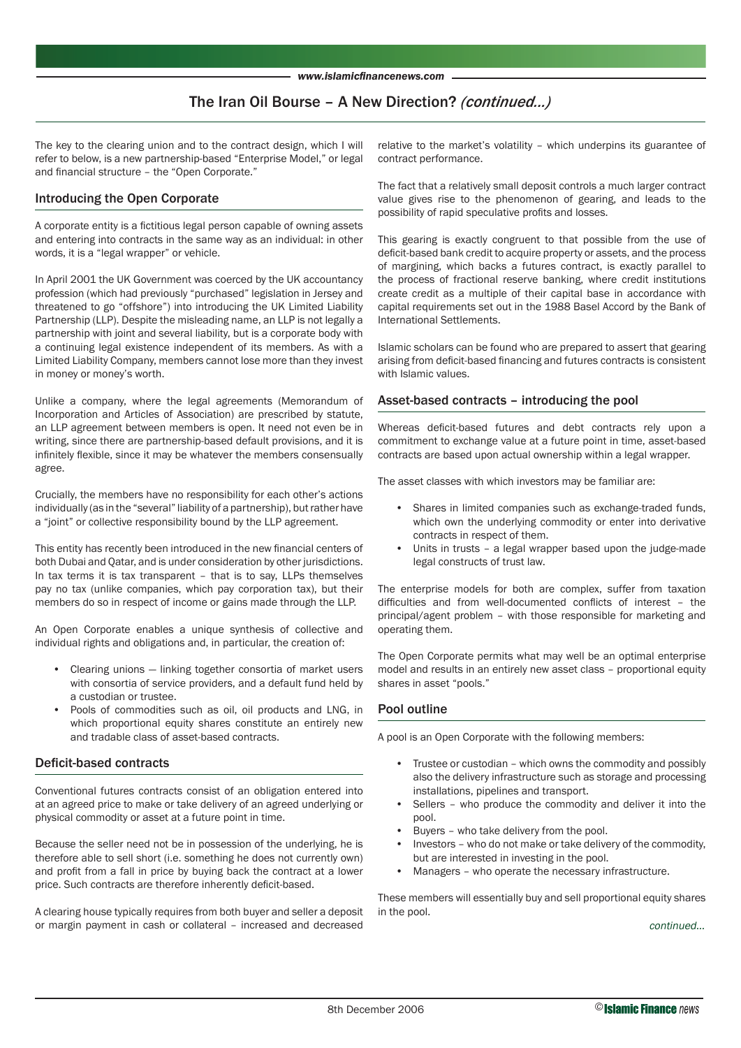## The Iran Oil Bourse – A New Direction? *(continued...)*

The key to the clearing union and to the contract design, which I will refer to below, is a new partnership-based "Enterprise Model," or legal and financial structure – the "Open Corporate."

### Introducing the Open Corporate

A corporate entity is a fictitious legal person capable of owning assets and entering into contracts in the same way as an individual: in other words, it is a "legal wrapper" or vehicle.

In April 2001 the UK Government was coerced by the UK accountancy profession (which had previously "purchased" legislation in Jersey and threatened to go "offshore") into introducing the UK Limited Liability Partnership (LLP). Despite the misleading name, an LLP is not legally a partnership with joint and several liability, but is a corporate body with a continuing legal existence independent of its members. As with a Limited Liability Company, members cannot lose more than they invest in money or money's worth.

Unlike a company, where the legal agreements (Memorandum of Incorporation and Articles of Association) are prescribed by statute, an LLP agreement between members is open. It need not even be in writing, since there are partnership-based default provisions, and it is infinitely flexible, since it may be whatever the members consensually agree.

Crucially, the members have no responsibility for each other's actions individually (as in the "several" liability of a partnership), but rather have a "joint" or collective responsibility bound by the LLP agreement.

This entity has recently been introduced in the new financial centers of both Dubai and Qatar, and is under consideration by other jurisdictions. In tax terms it is tax transparent – that is to say, LLPs themselves pay no tax (unlike companies, which pay corporation tax), but their members do so in respect of income or gains made through the LLP.

An Open Corporate enables a unique synthesis of collective and individual rights and obligations and, in particular, the creation of:

- Clearing unions — linking together consortia of market users with consortia of service providers, and a default fund held by a custodian or trustee.
- Pools of commodities such as oil, oil products and LNG, in which proportional equity shares constitute an entirely new and tradable class of asset-based contracts.

### Deficit-based contracts

Conventional futures contracts consist of an obligation entered into at an agreed price to make or take delivery of an agreed underlying or physical commodity or asset at a future point in time.

Because the seller need not be in possession of the underlying, he is therefore able to sell short (i.e. something he does not currently own) and profit from a fall in price by buying back the contract at a lower price. Such contracts are therefore inherently deficit-based.

A clearing house typically requires from both buyer and seller a deposit or margin payment in cash or collateral – increased and decreased relative to the market's volatility – which underpins its guarantee of contract performance.

The fact that a relatively small deposit controls a much larger contract value gives rise to the phenomenon of gearing, and leads to the possibility of rapid speculative profits and losses.

This gearing is exactly congruent to that possible from the use of deficit-based bank credit to acquire property or assets, and the process of margining, which backs a futures contract, is exactly parallel to the process of fractional reserve banking, where credit institutions create credit as a multiple of their capital base in accordance with capital requirements set out in the 1988 Basel Accord by the Bank of International Settlements.

Islamic scholars can be found who are prepared to assert that gearing arising from deficit-based financing and futures contracts is consistent with Islamic values.

### Asset-based contracts – introducing the pool

Whereas deficit-based futures and debt contracts rely upon a commitment to exchange value at a future point in time, asset-based contracts are based upon actual ownership within a legal wrapper.

The asset classes with which investors may be familiar are:

- Shares in limited companies such as exchange-traded funds, which own the underlying commodity or enter into derivative contracts in respect of them.
- Units in trusts – a legal wrapper based upon the judge-made legal constructs of trust law.

The enterprise models for both are complex, suffer from taxation difficulties and from well-documented conflicts of interest – the principal/agent problem – with those responsible for marketing and operating them.

The Open Corporate permits what may well be an optimal enterprise model and results in an entirely new asset class – proportional equity shares in asset "pools."

### Pool outline

A pool is an Open Corporate with the following members:

- Trustee or custodian – which owns the commodity and possibly also the delivery infrastructure such as storage and processing installations, pipelines and transport.
- Sellers – who produce the commodity and deliver it into the pool.
- Buyers – who take delivery from the pool.
- Investors – who do not make or take delivery of the commodity, but are interested in investing in the pool.
- Managers – who operate the necessary infrastructure.

These members will essentially buy and sell proportional equity shares in the pool.

*continued...*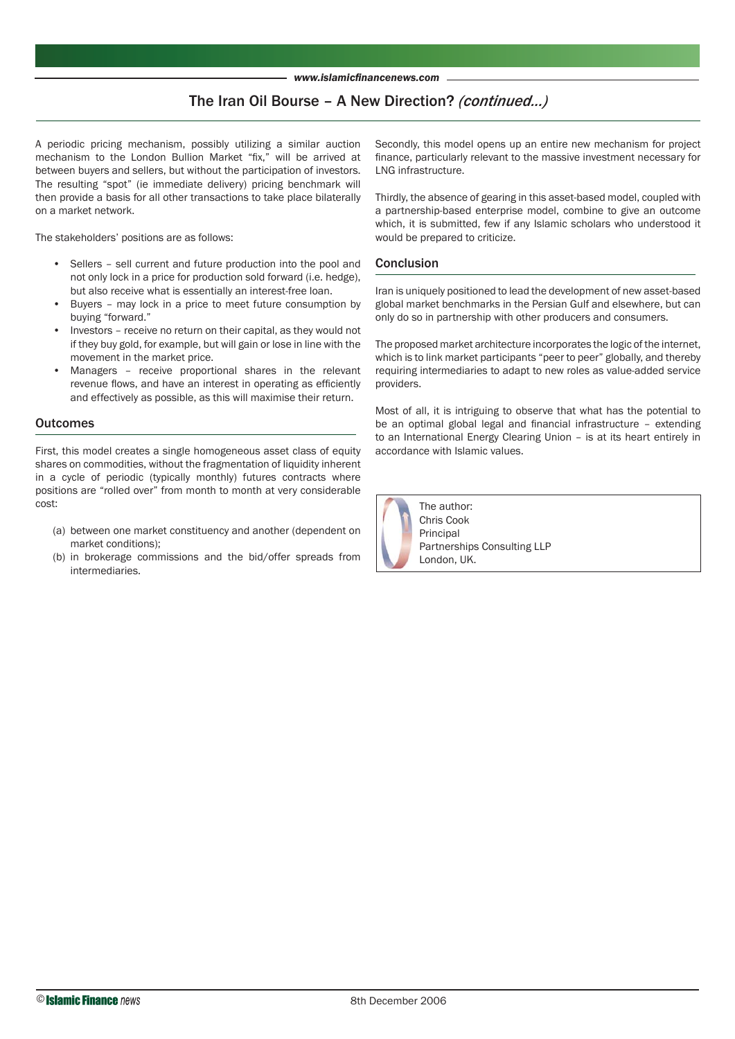## The Iran Oil Bourse – A New Direction? *(continued...)*

A periodic pricing mechanism, possibly utilizing a similar auction mechanism to the London Bullion Market "fix," will be arrived at between buyers and sellers, but without the participation of investors. The resulting "spot" (ie immediate delivery) pricing benchmark will then provide a basis for all other transactions to take place bilaterally on a market network.

The stakeholders' positions are as follows:

- Sellers – sell current and future production into the pool and not only lock in a price for production sold forward (i.e. hedge), but also receive what is essentially an interest-free loan.
- Buyers – may lock in a price to meet future consumption by buying "forward."
- Investors – receive no return on their capital, as they would not if they buy gold, for example, but will gain or lose in line with the movement in the market price.
- Managers – receive proportional shares in the relevant revenue flows, and have an interest in operating as efficiently and effectively as possible, as this will maximise their return.

### Outcomes

First, this model creates a single homogeneous asset class of equity shares on commodities, without the fragmentation of liquidity inherent in a cycle of periodic (typically monthly) futures contracts where positions are "rolled over" from month to month at very considerable cost:

(a) between one market constituency and another (dependent on market conditions);
(b) in brokerage commissions and the bid/offer spreads from intermediaries.

Secondly, this model opens up an entire new mechanism for project finance, particularly relevant to the massive investment necessary for LNG infrastructure.

Thirdly, the absence of gearing in this asset-based model, coupled with a partnership-based enterprise model, combine to give an outcome which, it is submitted, few if any Islamic scholars who understood it would be prepared to criticize.

### Conclusion

Iran is uniquely positioned to lead the development of new asset-based global market benchmarks in the Persian Gulf and elsewhere, but can only do so in partnership with other producers and consumers.

The proposed market architecture incorporates the logic of the internet, which is to link market participants "peer to peer" globally, and thereby requiring intermediaries to adapt to new roles as value-added service providers.

Most of all, it is intriguing to observe that what has the potential to be an optimal global legal and financial infrastructure – extending to an International Energy Clearing Union – is at its heart entirely in accordance with Islamic values.

The author:
Chris Cook
Principal
Partnerships Consulting LLP
London, UK.